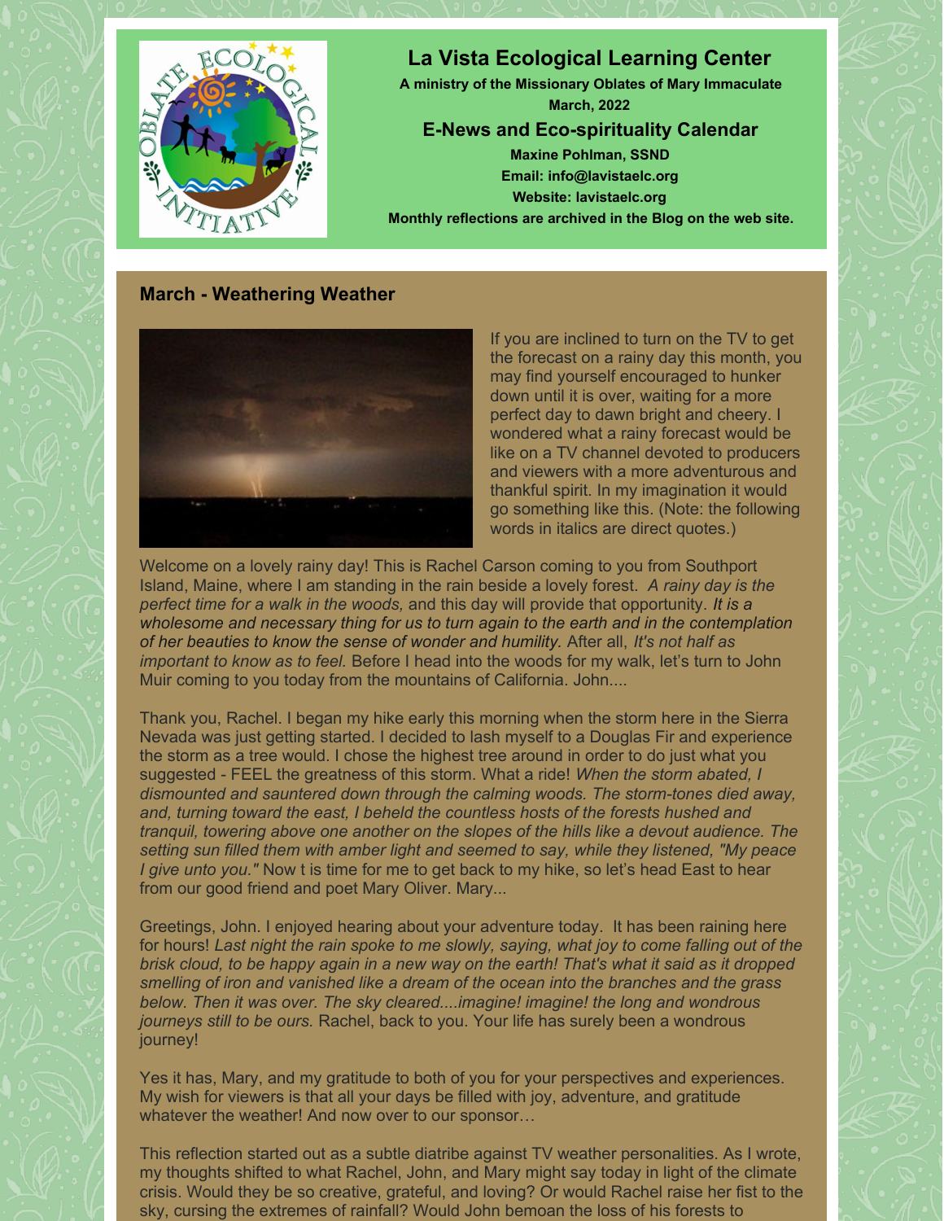# La Vista Ecological Learning Center

**A ministry of the Missionary Oblates of Mary Immaculate**

**March, 2022**

## E-News and Eco-spirituality Calendar

**Maxine Pohlman, SSND**

**Email: info@lavistaelc.org**

**Website: lavistaelc.org**

**Monthly reflections are archived in the Blog on the web site.**

## March - Weathering Weather

If you are inclined to turn on the TV to get the forecast on a rainy day this month, you may find yourself encouraged to hunker down until it is over, waiting for a more perfect day to dawn bright and cheery. I wondered what a rainy forecast would be like on a TV channel devoted to producers and viewers with a more adventurous and thankful spirit. In my imagination it would go something like this. (Note: the following words in italics are direct quotes.)

Welcome on a lovely rainy day! This is Rachel Carson coming to you from Southport Island, Maine, where I am standing in the rain beside a lovely forest. *A rainy day is the perfect time for a walk in the woods,* and this day will provide that opportunity. *It is a wholesome and necessary thing for us to turn again to the earth and in the contemplation of her beauties to know the sense of wonder and humility.* After all, *It's not half as important to know as to feel.* Before I head into the woods for my walk, let's turn to John Muir coming to you today from the mountains of California. John....

Thank you, Rachel. I began my hike early this morning when the storm here in the Sierra Nevada was just getting started. I decided to lash myself to a Douglas Fir and experience the storm as a tree would. I chose the highest tree around in order to do just what you suggested - FEEL the greatness of this storm. What a ride! *When the storm abated, I dismounted and sauntered down through the calming woods. The storm-tones died away, and, turning toward the east, I beheld the countless hosts of the forests hushed and tranquil, towering above one another on the slopes of the hills like a devout audience. The setting sun filled them with amber light and seemed to say, while they listened, "My peace I give unto you."* Now t is time for me to get back to my hike, so let's head East to hear from our good friend and poet Mary Oliver. Mary...

Greetings, John. I enjoyed hearing about your adventure today. It has been raining here for hours! *Last night the rain spoke to me slowly, saying, what joy to come falling out of the brisk cloud, to be happy again in a new way on the earth! That's what it said as it dropped smelling of iron and vanished like a dream of the ocean into the branches and the grass below. Then it was over. The sky cleared....imagine! imagine! the long and wondrous journeys still to be ours.* Rachel, back to you. Your life has surely been a wondrous journey!

Yes it has, Mary, and my gratitude to both of you for your perspectives and experiences. My wish for viewers is that all your days be filled with joy, adventure, and gratitude whatever the weather! And now over to our sponsor…

This reflection started out as a subtle diatribe against TV weather personalities. As I wrote, my thoughts shifted to what Rachel, John, and Mary might say today in light of the climate crisis. Would they be so creative, grateful, and loving? Or would Rachel raise her fist to the sky, cursing the extremes of rainfall? Would John bemoan the loss of his forests to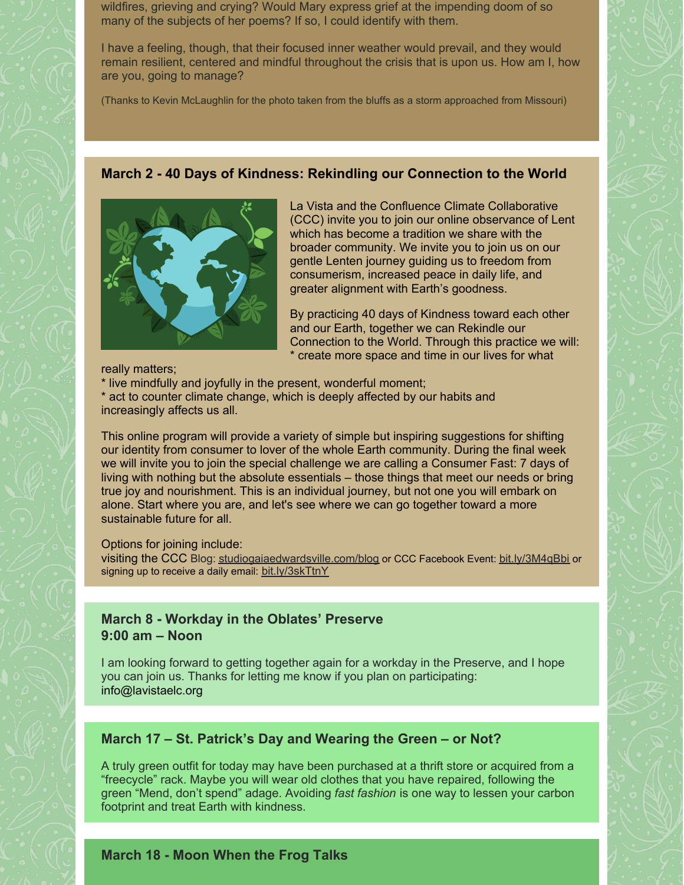wildfires, grieving and crying? Would Mary express grief at the impending doom of so many of the subjects of her poems? If so, I could identify with them.

I have a feeling, though, that their focused inner weather would prevail, and they would remain resilient, centered and mindful throughout the crisis that is upon us. How am I, how are you, going to manage?

(Thanks to Kevin McLaughlin for the photo taken from the bluffs as a storm approached from Missouri)

### March 2 - 40 Days of Kindness: Rekindling our Connection to the World

La Vista and the Confluence Climate Collaborative (CCC) invite you to join our online observance of Lent which has become a tradition we share with the broader community. We invite you to join us on our gentle Lenten journey guiding us to freedom from consumerism, increased peace in daily life, and greater alignment with Earth's goodness.

By practicing 40 days of Kindness toward each other and our Earth, together we can Rekindle our Connection to the World. Through this practice we will:

* create more space and time in our lives for what really matters;
* live mindfully and joyfully in the present, wonderful moment;
* act to counter climate change, which is deeply affected by our habits and increasingly affects us all.

This online program will provide a variety of simple but inspiring suggestions for shifting our identity from consumer to lover of the whole Earth community. During the final week we will invite you to join the special challenge we are calling a Consumer Fast: 7 days of living with nothing but the absolute essentials – those things that meet our needs or bring true joy and nourishment. This is an individual journey, but not one you will embark on alone. Start where you are, and let's see where we can go together toward a more sustainable future for all.

Options for joining include:
visiting the CCC Blog: studiogaiaedwardsville.com/blog or CCC Facebook Event: bit.ly/3M4qBbi or signing up to receive a daily email: bit.ly/3skTtnY

### March 8 - Workday in the Oblates' Preserve
### 9:00 am – Noon

I am looking forward to getting together again for a workday in the Preserve, and I hope you can join us. Thanks for letting me know if you plan on participating: info@lavistaelc.org

### March 17 – St. Patrick's Day and Wearing the Green – or Not?

A truly green outfit for today may have been purchased at a thrift store or acquired from a "freecycle" rack. Maybe you will wear old clothes that you have repaired, following the green "Mend, don't spend" adage. Avoiding *fast fashion* is one way to lessen your carbon footprint and treat Earth with kindness.

### March 18 - Moon When the Frog Talks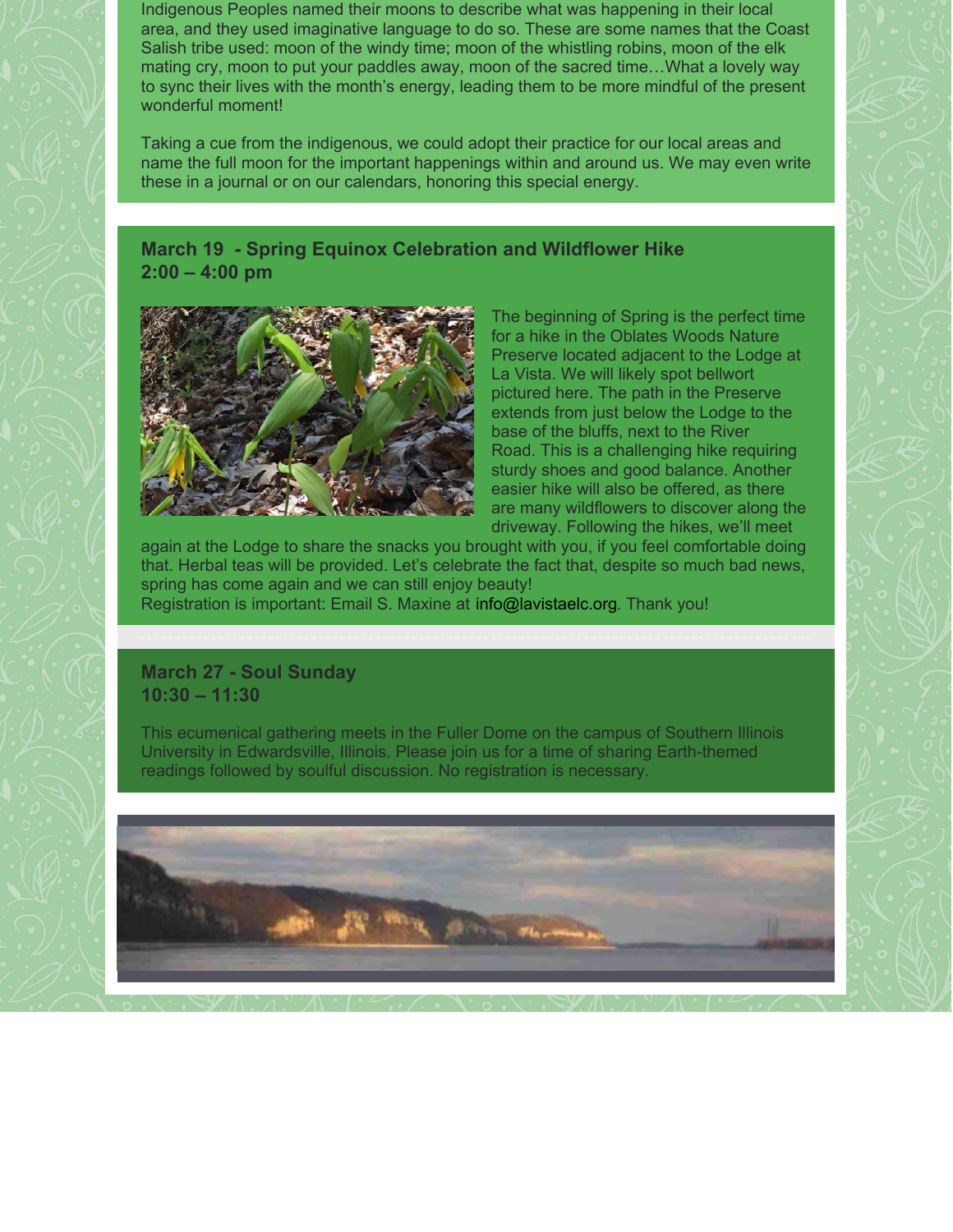Indigenous Peoples named their moons to describe what was happening in their local area, and they used imaginative language to do so. These are some names that the Coast Salish tribe used: moon of the windy time; moon of the whistling robins, moon of the elk mating cry, moon to put your paddles away, moon of the sacred time…What a lovely way to sync their lives with the month's energy, leading them to be more mindful of the present wonderful moment!

Taking a cue from the indigenous, we could adopt their practice for our local areas and name the full moon for the important happenings within and around us. We may even write these in a journal or on our calendars, honoring this special energy.

## March 19 - Spring Equinox Celebration and Wildflower Hike 2:00 – 4:00 pm

The beginning of Spring is the perfect time for a hike in the Oblates Woods Nature Preserve located adjacent to the Lodge at La Vista. We will likely spot bellwort pictured here. The path in the Preserve extends from just below the Lodge to the base of the bluffs, next to the River Road. This is a challenging hike requiring sturdy shoes and good balance. Another easier hike will also be offered, as there are many wildflowers to discover along the driveway. Following the hikes, we'll meet again at the Lodge to share the snacks you brought with you, if you feel comfortable doing that. Herbal teas will be provided. Let's celebrate the fact that, despite so much bad news, spring has come again and we can still enjoy beauty!

Registration is important: Email S. Maxine at info@lavistaelc.org. Thank you!

## March 27 - Soul Sunday 10:30 – 11:30

This ecumenical gathering meets in the Fuller Dome on the campus of Southern Illinois University in Edwardsville, Illinois. Please join us for a time of sharing Earth-themed readings followed by soulful discussion. No registration is necessary.